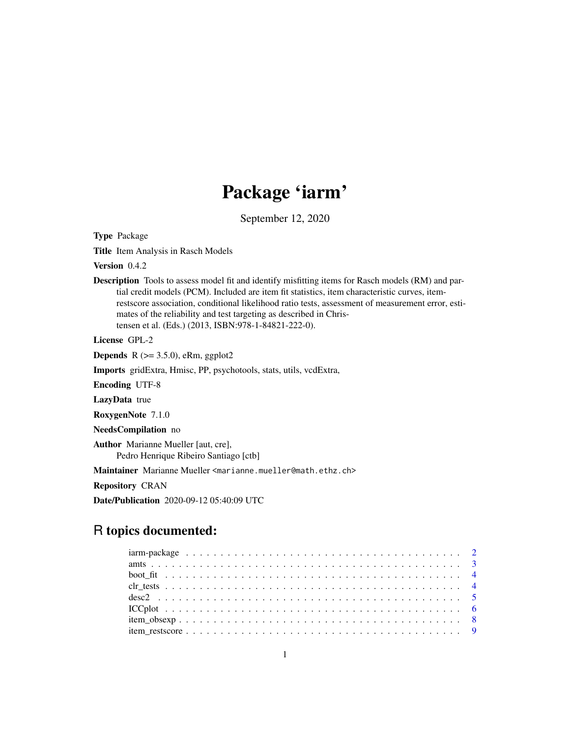# Package 'iarm'

September 12, 2020

**Type** Package

**Title** Item Analysis in Rasch Models

**Version** 0.4.2

**Description** Tools to assess model fit and identify misfitting items for Rasch models (RM) and partial credit models (PCM). Included are item fit statistics, item characteristic curves, item-restscore association, conditional likelihood ratio tests, assessment of measurement error, estimates of the reliability and test targeting as described in Christensen et al. (Eds.) (2013, ISBN:978-1-84821-222-0).

**License** GPL-2

**Depends** R (>= 3.5.0), eRm, ggplot2

**Imports** gridExtra, Hmisc, PP, psychotools, stats, utils, vcdExtra,

**Encoding** UTF-8

**LazyData** true

**RoxygenNote** 7.1.0

**NeedsCompilation** no

**Author** Marianne Mueller [aut, cre],
Pedro Henrique Ribeiro Santiago [ctb]

**Maintainer** Marianne Mueller <marianne.mueller@math.ethz.ch>

**Repository** CRAN

**Date/Publication** 2020-09-12 05:40:09 UTC

## R topics documented:

| | |
|---|---|
| iarm-package | 2 |
| amts | 3 |
| boot_fit | 4 |
| clr_tests | 4 |
| desc2 | 5 |
| ICCplot | 6 |
| item_obsexp | 8 |
| item_restscore | 9 |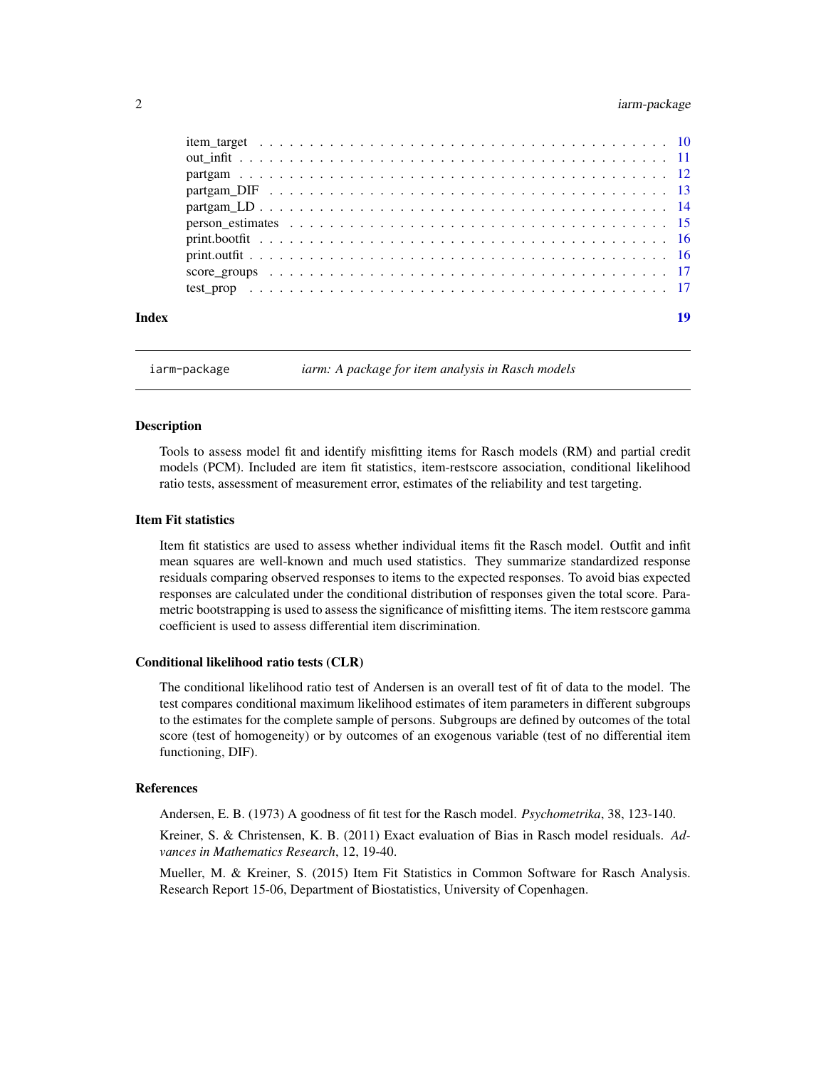item_target . . . . . . . . . . . . . . . . . . . . . . . . . . . . . . . . . . . . . . 10
out_infit . . . . . . . . . . . . . . . . . . . . . . . . . . . . . . . . . . . . . . . 11
partgam . . . . . . . . . . . . . . . . . . . . . . . . . . . . . . . . . . . . . . . 12
partgam_DIF . . . . . . . . . . . . . . . . . . . . . . . . . . . . . . . . . . . . . 13
partgam_LD . . . . . . . . . . . . . . . . . . . . . . . . . . . . . . . . . . . . . . 14
person_estimates . . . . . . . . . . . . . . . . . . . . . . . . . . . . . . . . . . . 15
print.bootfit . . . . . . . . . . . . . . . . . . . . . . . . . . . . . . . . . . . . . 16
print.outfit . . . . . . . . . . . . . . . . . . . . . . . . . . . . . . . . . . . . . . 16
score_groups . . . . . . . . . . . . . . . . . . . . . . . . . . . . . . . . . . . . . 17
test_prop . . . . . . . . . . . . . . . . . . . . . . . . . . . . . . . . . . . . . . . 17

**Index** 19

---

iarm-package — *iarm: A package for item analysis in Rasch models*

---

### Description

Tools to assess model fit and identify misfitting items for Rasch models (RM) and partial credit models (PCM). Included are item fit statistics, item-restscore association, conditional likelihood ratio tests, assessment of measurement error, estimates of the reliability and test targeting.

### Item Fit statistics

Item fit statistics are used to assess whether individual items fit the Rasch model. Outfit and infit mean squares are well-known and much used statistics. They summarize standardized response residuals comparing observed responses to items to the expected responses. To avoid bias expected responses are calculated under the conditional distribution of responses given the total score. Parametric bootstrapping is used to assess the significance of misfitting items. The item restscore gamma coefficient is used to assess differential item discrimination.

### Conditional likelihood ratio tests (CLR)

The conditional likelihood ratio test of Andersen is an overall test of fit of data to the model. The test compares conditional maximum likelihood estimates of item parameters in different subgroups to the estimates for the complete sample of persons. Subgroups are defined by outcomes of the total score (test of homogeneity) or by outcomes of an exogenous variable (test of no differential item functioning, DIF).

### References

Andersen, E. B. (1973) A goodness of fit test for the Rasch model. *Psychometrika*, 38, 123-140.

Kreiner, S. & Christensen, K. B. (2011) Exact evaluation of Bias in Rasch model residuals. *Advances in Mathematics Research*, 12, 19-40.

Mueller, M. & Kreiner, S. (2015) Item Fit Statistics in Common Software for Rasch Analysis. Research Report 15-06, Department of Biostatistics, University of Copenhagen.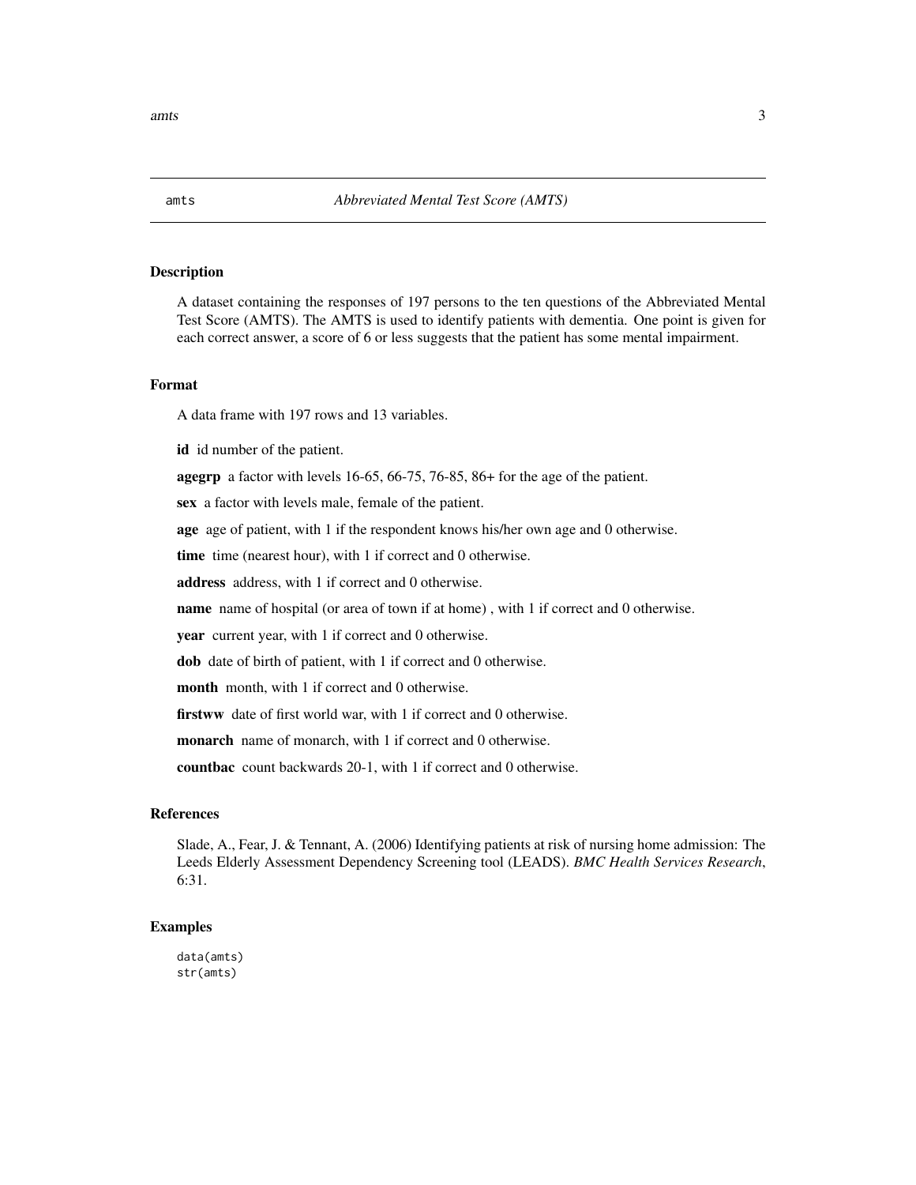amts *Abbreviated Mental Test Score (AMTS)*

## Description

A dataset containing the responses of 197 persons to the ten questions of the Abbreviated Mental Test Score (AMTS). The AMTS is used to identify patients with dementia. One point is given for each correct answer, a score of 6 or less suggests that the patient has some mental impairment.

## Format

A data frame with 197 rows and 13 variables.

**id** id number of the patient.

**agegrp** a factor with levels 16-65, 66-75, 76-85, 86+ for the age of the patient.

**sex** a factor with levels male, female of the patient.

**age** age of patient, with 1 if the respondent knows his/her own age and 0 otherwise.

**time** time (nearest hour), with 1 if correct and 0 otherwise.

**address** address, with 1 if correct and 0 otherwise.

**name** name of hospital (or area of town if at home) , with 1 if correct and 0 otherwise.

**year** current year, with 1 if correct and 0 otherwise.

**dob** date of birth of patient, with 1 if correct and 0 otherwise.

**month** month, with 1 if correct and 0 otherwise.

**firstww** date of first world war, with 1 if correct and 0 otherwise.

**monarch** name of monarch, with 1 if correct and 0 otherwise.

**countbac** count backwards 20-1, with 1 if correct and 0 otherwise.

## References

Slade, A., Fear, J. & Tennant, A. (2006) Identifying patients at risk of nursing home admission: The Leeds Elderly Assessment Dependency Screening tool (LEADS). *BMC Health Services Research*, 6:31.

## Examples

```
data(amts)
str(amts)
```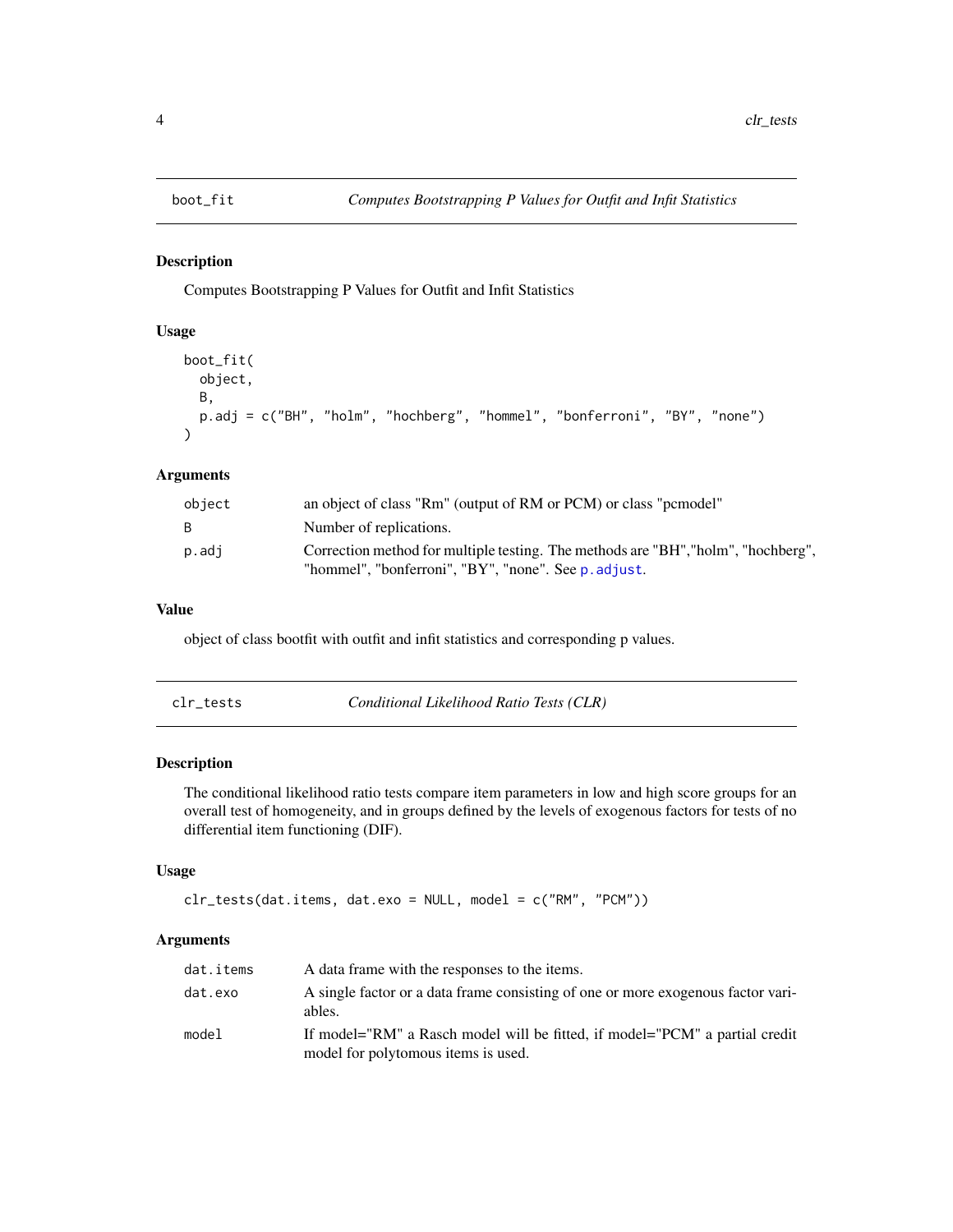## boot_fit *Computes Bootstrapping P Values for Outfit and Infit Statistics*

### Description

Computes Bootstrapping P Values for Outfit and Infit Statistics

### Usage

```
boot_fit(
  object,
  B,
  p.adj = c("BH", "holm", "hochberg", "hommel", "bonferroni", "BY", "none")
)
```

### Arguments

| | |
|---|---|
| object | an object of class "Rm" (output of RM or PCM) or class "pcmodel" |
| B | Number of replications. |
| p.adj | Correction method for multiple testing. The methods are "BH","holm", "hochberg", "hommel", "bonferroni", "BY", "none". See p.adjust. |

### Value

object of class bootfit with outfit and infit statistics and corresponding p values.

## clr_tests *Conditional Likelihood Ratio Tests (CLR)*

### Description

The conditional likelihood ratio tests compare item parameters in low and high score groups for an overall test of homogeneity, and in groups defined by the levels of exogenous factors for tests of no differential item functioning (DIF).

### Usage

```
clr_tests(dat.items, dat.exo = NULL, model = c("RM", "PCM"))
```

### Arguments

| | |
|---|---|
| dat.items | A data frame with the responses to the items. |
| dat.exo | A single factor or a data frame consisting of one or more exogenous factor variables. |
| model | If model="RM" a Rasch model will be fitted, if model="PCM" a partial credit model for polytomous items is used. |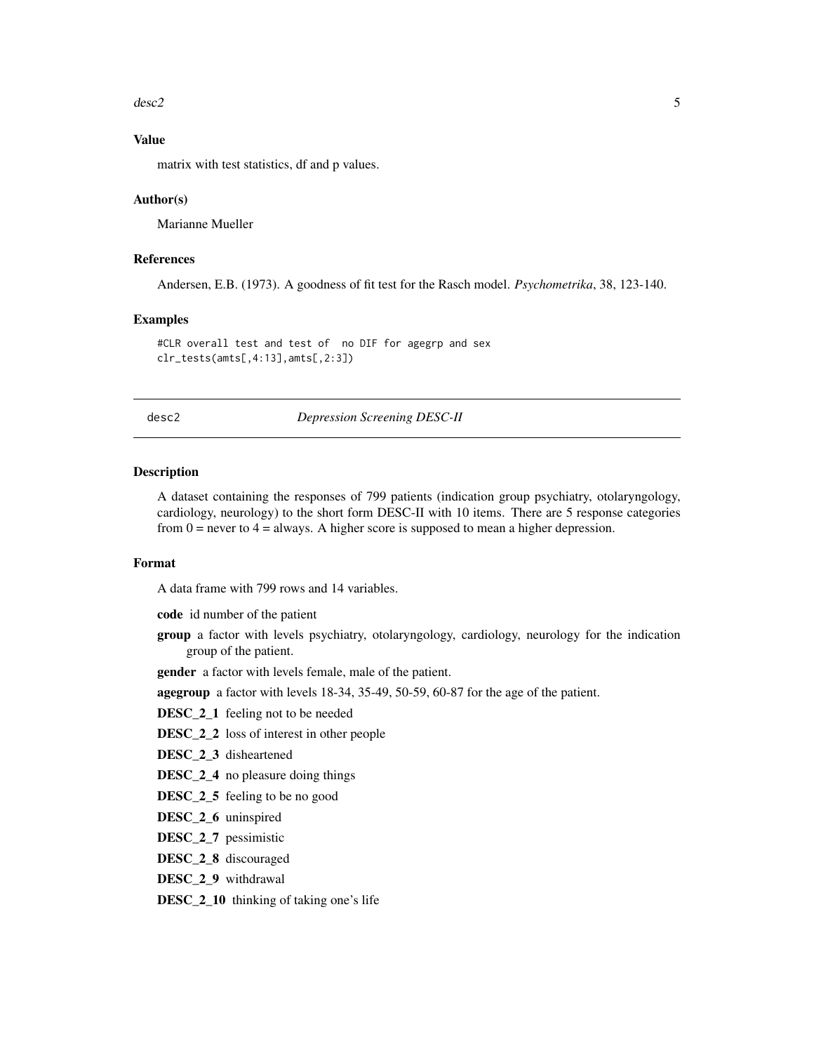### Value

matrix with test statistics, df and p values.

### Author(s)

Marianne Mueller

### References

Andersen, E.B. (1973). A goodness of fit test for the Rasch model. *Psychometrika*, 38, 123-140.

### Examples

```
#CLR overall test and test of  no DIF for agegrp and sex
clr_tests(amts[,4:13],amts[,2:3])
```

---

## desc2 — *Depression Screening DESC-II*

---

### Description

A dataset containing the responses of 799 patients (indication group psychiatry, otolaryngology, cardiology, neurology) to the short form DESC-II with 10 items. There are 5 response categories from 0 = never to 4 = always. A higher score is supposed to mean a higher depression.

### Format

A data frame with 799 rows and 14 variables.

**code** id number of the patient

**group** a factor with levels psychiatry, otolaryngology, cardiology, neurology for the indication group of the patient.

**gender** a factor with levels female, male of the patient.

**agegroup** a factor with levels 18-34, 35-49, 50-59, 60-87 for the age of the patient.

**DESC_2_1** feeling not to be needed

**DESC_2_2** loss of interest in other people

**DESC_2_3** disheartened

**DESC_2_4** no pleasure doing things

**DESC_2_5** feeling to be no good

**DESC_2_6** uninspired

**DESC_2_7** pessimistic

**DESC_2_8** discouraged

**DESC_2_9** withdrawal

**DESC_2_10** thinking of taking one's life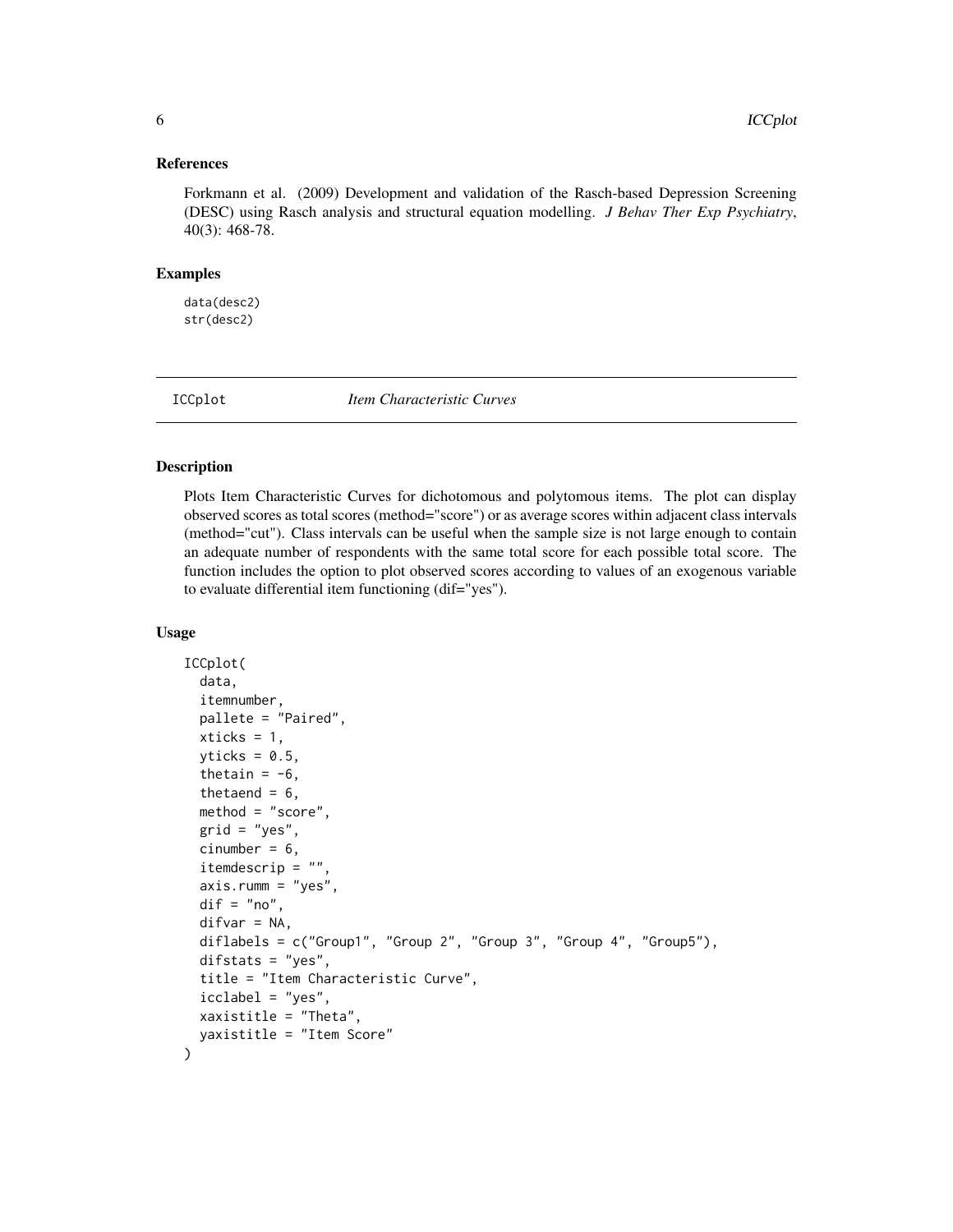### References

Forkmann et al. (2009) Development and validation of the Rasch-based Depression Screening (DESC) using Rasch analysis and structural equation modelling. *J Behav Ther Exp Psychiatry*, 40(3): 468-78.

### Examples

```
data(desc2)
str(desc2)
```

---

## ICCplot *Item Characteristic Curves*

---

### Description

Plots Item Characteristic Curves for dichotomous and polytomous items. The plot can display observed scores as total scores (method="score") or as average scores within adjacent class intervals (method="cut"). Class intervals can be useful when the sample size is not large enough to contain an adequate number of respondents with the same total score for each possible total score. The function includes the option to plot observed scores according to values of an exogenous variable to evaluate differential item functioning (dif="yes").

### Usage

```
ICCplot(
  data,
  itemnumber,
  pallete = "Paired",
  xticks = 1,
  yticks = 0.5,
  thetain = -6,
  thetaend = 6,
  method = "score",
  grid = "yes",
  cinumber = 6,
  itemdescrip = "",
  axis.rumm = "yes",
  dif = "no",
  difvar = NA,
  diflabels = c("Group1", "Group 2", "Group 3", "Group 4", "Group5"),
  difstats = "yes",
  title = "Item Characteristic Curve",
  icclabel = "yes",
  xaxistitle = "Theta",
  yaxistitle = "Item Score"
)
```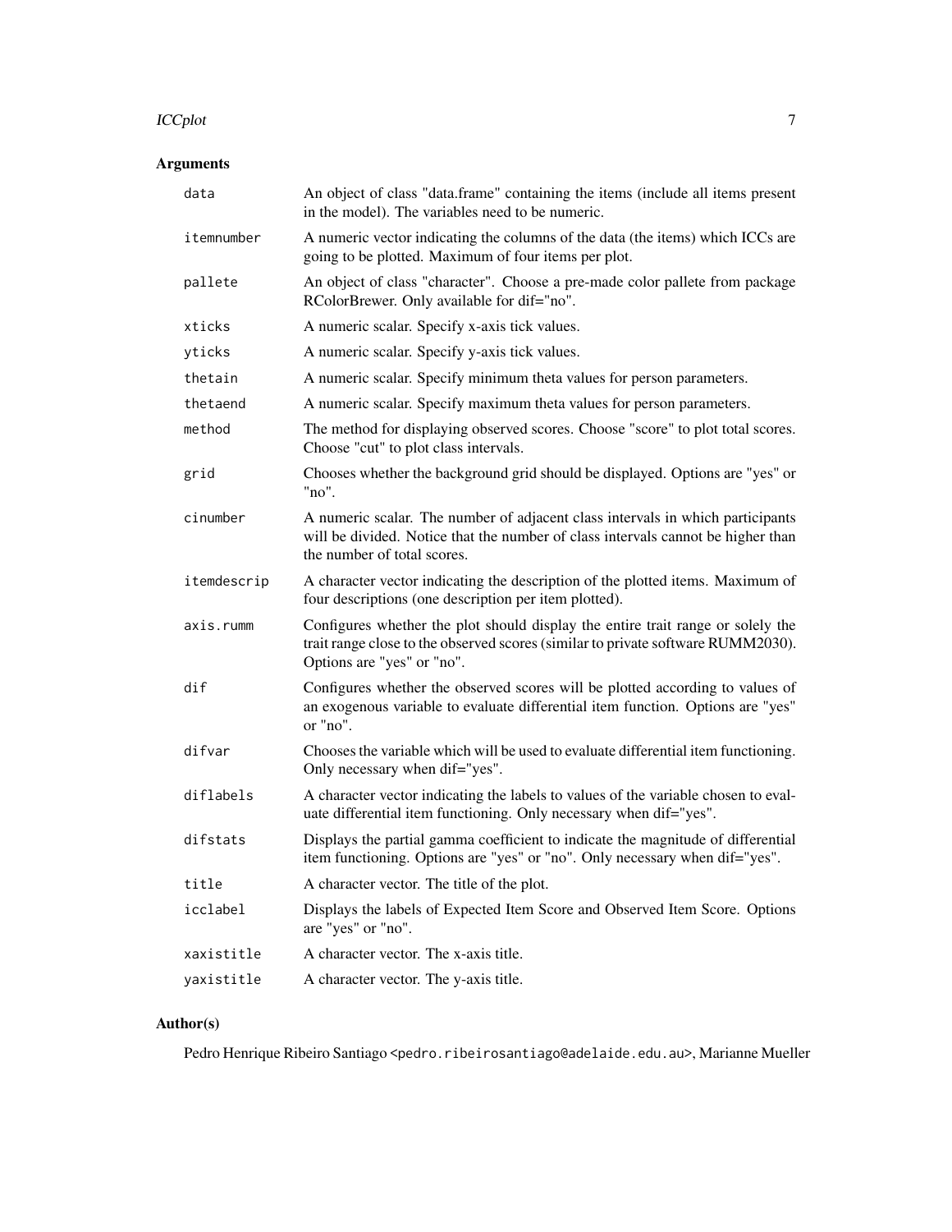## Arguments

| | |
|---|---|
| `data` | An object of class "data.frame" containing the items (include all items present in the model). The variables need to be numeric. |
| `itemnumber` | A numeric vector indicating the columns of the data (the items) which ICCs are going to be plotted. Maximum of four items per plot. |
| `pallete` | An object of class "character". Choose a pre-made color pallete from package RColorBrewer. Only available for dif="no". |
| `xticks` | A numeric scalar. Specify x-axis tick values. |
| `yticks` | A numeric scalar. Specify y-axis tick values. |
| `thetain` | A numeric scalar. Specify minimum theta values for person parameters. |
| `thetaend` | A numeric scalar. Specify maximum theta values for person parameters. |
| `method` | The method for displaying observed scores. Choose "score" to plot total scores. Choose "cut" to plot class intervals. |
| `grid` | Chooses whether the background grid should be displayed. Options are "yes" or "no". |
| `cinumber` | A numeric scalar. The number of adjacent class intervals in which participants will be divided. Notice that the number of class intervals cannot be higher than the number of total scores. |
| `itemdescrip` | A character vector indicating the description of the plotted items. Maximum of four descriptions (one description per item plotted). |
| `axis.rumm` | Configures whether the plot should display the entire trait range or solely the trait range close to the observed scores (similar to private software RUMM2030). Options are "yes" or "no". |
| `dif` | Configures whether the observed scores will be plotted according to values of an exogenous variable to evaluate differential item function. Options are "yes" or "no". |
| `difvar` | Chooses the variable which will be used to evaluate differential item functioning. Only necessary when dif="yes". |
| `diflabels` | A character vector indicating the labels to values of the variable chosen to evaluate differential item functioning. Only necessary when dif="yes". |
| `difstats` | Displays the partial gamma coefficient to indicate the magnitude of differential item functioning. Options are "yes" or "no". Only necessary when dif="yes". |
| `title` | A character vector. The title of the plot. |
| `icclabel` | Displays the labels of Expected Item Score and Observed Item Score. Options are "yes" or "no". |
| `xaxistitle` | A character vector. The x-axis title. |
| `yaxistitle` | A character vector. The y-axis title. |

## Author(s)

Pedro Henrique Ribeiro Santiago <pedro.ribeirosantiago@adelaide.edu.au>, Marianne Mueller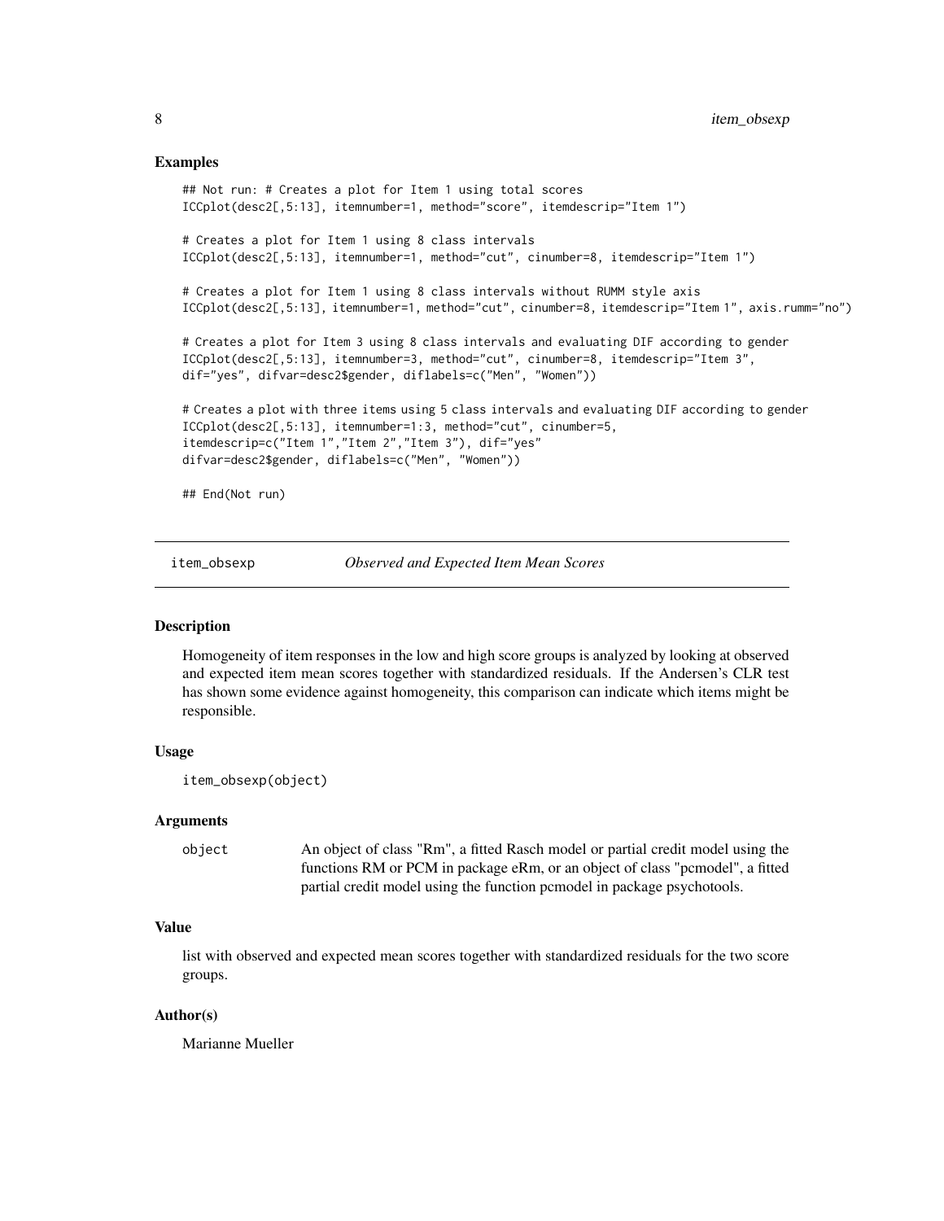## Examples

```
## Not run: # Creates a plot for Item 1 using total scores
ICCplot(desc2[,5:13], itemnumber=1, method="score", itemdescrip="Item 1")

# Creates a plot for Item 1 using 8 class intervals
ICCplot(desc2[,5:13], itemnumber=1, method="cut", cinumber=8, itemdescrip="Item 1")

# Creates a plot for Item 1 using 8 class intervals without RUMM style axis
ICCplot(desc2[,5:13], itemnumber=1, method="cut", cinumber=8, itemdescrip="Item 1", axis.rumm="no")

# Creates a plot for Item 3 using 8 class intervals and evaluating DIF according to gender
ICCplot(desc2[,5:13], itemnumber=3, method="cut", cinumber=8, itemdescrip="Item 3",
dif="yes", difvar=desc2$gender, diflabels=c("Men", "Women"))

# Creates a plot with three items using 5 class intervals and evaluating DIF according to gender
ICCplot(desc2[,5:13], itemnumber=1:3, method="cut", cinumber=5,
itemdescrip=c("Item 1","Item 2","Item 3"), dif="yes"
difvar=desc2$gender, diflabels=c("Men", "Women"))

## End(Not run)
```

---

# item_obsexp — *Observed and Expected Item Mean Scores*

## Description

Homogeneity of item responses in the low and high score groups is analyzed by looking at observed and expected item mean scores together with standardized residuals. If the Andersen's CLR test has shown some evidence against homogeneity, this comparison can indicate which items might be responsible.

## Usage

```
item_obsexp(object)
```

## Arguments

| | |
|---|---|
| object | An object of class "Rm", a fitted Rasch model or partial credit model using the functions RM or PCM in package eRm, or an object of class "pcmodel", a fitted partial credit model using the function pcmodel in package psychotools. |

## Value

list with observed and expected mean scores together with standardized residuals for the two score groups.

## Author(s)

Marianne Mueller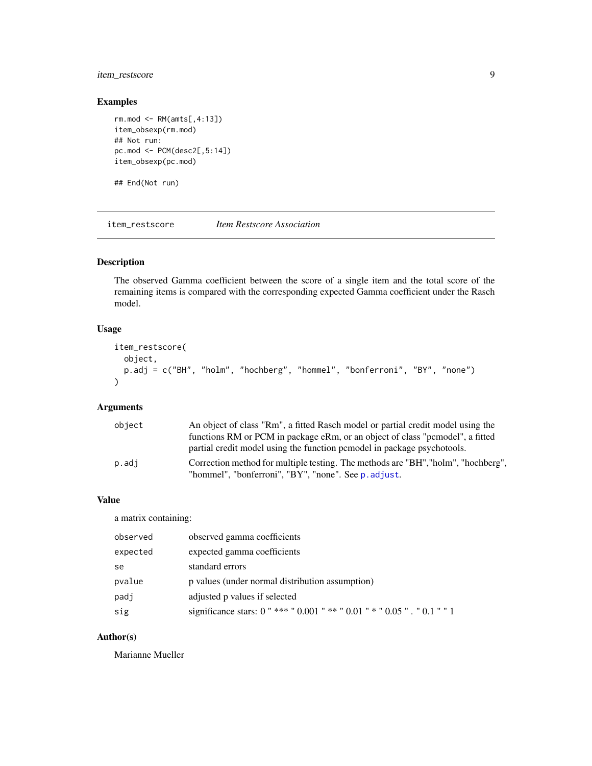### Examples

```
rm.mod <- RM(amts[,4:13])
item_obsexp(rm.mod)
## Not run:
pc.mod <- PCM(desc2[,5:14])
item_obsexp(pc.mod)

## End(Not run)
```

---

## item_restscore — *Item Restscore Association*

### Description

The observed Gamma coefficient between the score of a single item and the total score of the remaining items is compared with the corresponding expected Gamma coefficient under the Rasch model.

### Usage

```
item_restscore(
  object,
  p.adj = c("BH", "holm", "hochberg", "hommel", "bonferroni", "BY", "none")
)
```

### Arguments

| | |
|---|---|
| object | An object of class "Rm", a fitted Rasch model or partial credit model using the functions RM or PCM in package eRm, or an object of class "pcmodel", a fitted partial credit model using the function pcmodel in package psychotools. |
| p.adj | Correction method for multiple testing. The methods are "BH","holm", "hochberg", "hommel", "bonferroni", "BY", "none". See p.adjust. |

### Value

a matrix containing:

| | |
|---|---|
| observed | observed gamma coefficients |
| expected | expected gamma coefficients |
| se | standard errors |
| pvalue | p values (under normal distribution assumption) |
| padj | adjusted p values if selected |
| sig | significance stars: 0 " *** " 0.001 " ** " 0.01 " * " 0.05 " . " 0.1 " " 1 |

### Author(s)

Marianne Mueller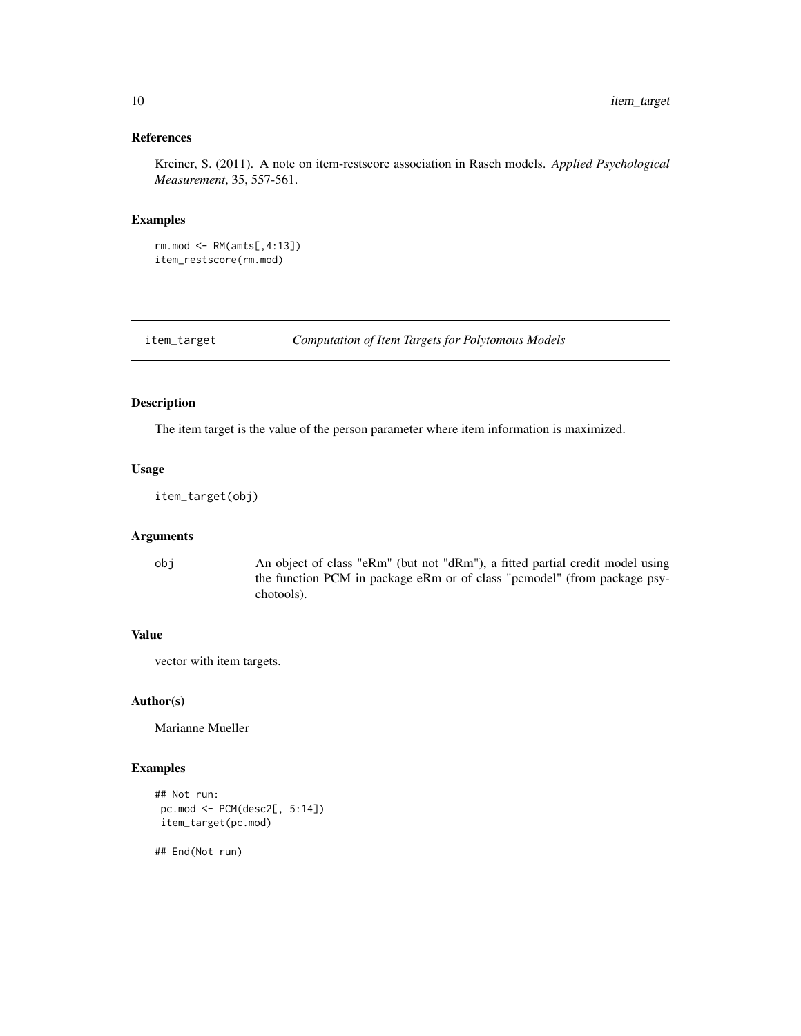### References

Kreiner, S. (2011). A note on item-restscore association in Rasch models. *Applied Psychological Measurement*, 35, 557-561.

### Examples

```
rm.mod <- RM(amts[,4:13])
item_restscore(rm.mod)
```

---

## item_target *Computation of Item Targets for Polytomous Models*

---

### Description

The item target is the value of the person parameter where item information is maximized.

### Usage

```
item_target(obj)
```

### Arguments

| | |
|---|---|
| obj | An object of class "eRm" (but not "dRm"), a fitted partial credit model using the function PCM in package eRm or of class "pcmodel" (from package psychotools). |

### Value

vector with item targets.

### Author(s)

Marianne Mueller

### Examples

```
## Not run:
 pc.mod <- PCM(desc2[, 5:14])
 item_target(pc.mod)

## End(Not run)
```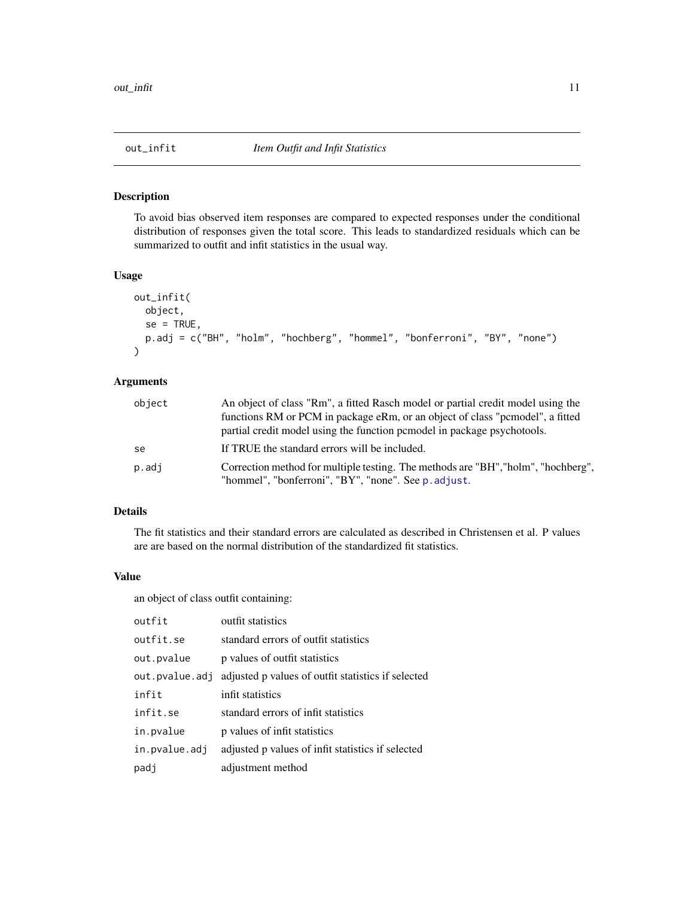# out_infit *Item Outfit and Infit Statistics*

## Description

To avoid bias observed item responses are compared to expected responses under the conditional distribution of responses given the total score. This leads to standardized residuals which can be summarized to outfit and infit statistics in the usual way.

## Usage

```
out_infit(
  object,
  se = TRUE,
  p.adj = c("BH", "holm", "hochberg", "hommel", "bonferroni", "BY", "none")
)
```

## Arguments

| | |
|---|---|
| object | An object of class "Rm", a fitted Rasch model or partial credit model using the functions RM or PCM in package eRm, or an object of class "pcmodel", a fitted partial credit model using the function pcmodel in package psychotools. |
| se | If TRUE the standard errors will be included. |
| p.adj | Correction method for multiple testing. The methods are "BH","holm", "hochberg", "hommel", "bonferroni", "BY", "none". See p.adjust. |

## Details

The fit statistics and their standard errors are calculated as described in Christensen et al. P values are are based on the normal distribution of the standardized fit statistics.

## Value

an object of class outfit containing:

| | |
|---|---|
| outfit | outfit statistics |
| outfit.se | standard errors of outfit statistics |
| out.pvalue | p values of outfit statistics |
| out.pvalue.adj | adjusted p values of outfit statistics if selected |
| infit | infit statistics |
| infit.se | standard errors of infit statistics |
| in.pvalue | p values of infit statistics |
| in.pvalue.adj | adjusted p values of infit statistics if selected |
| padj | adjustment method |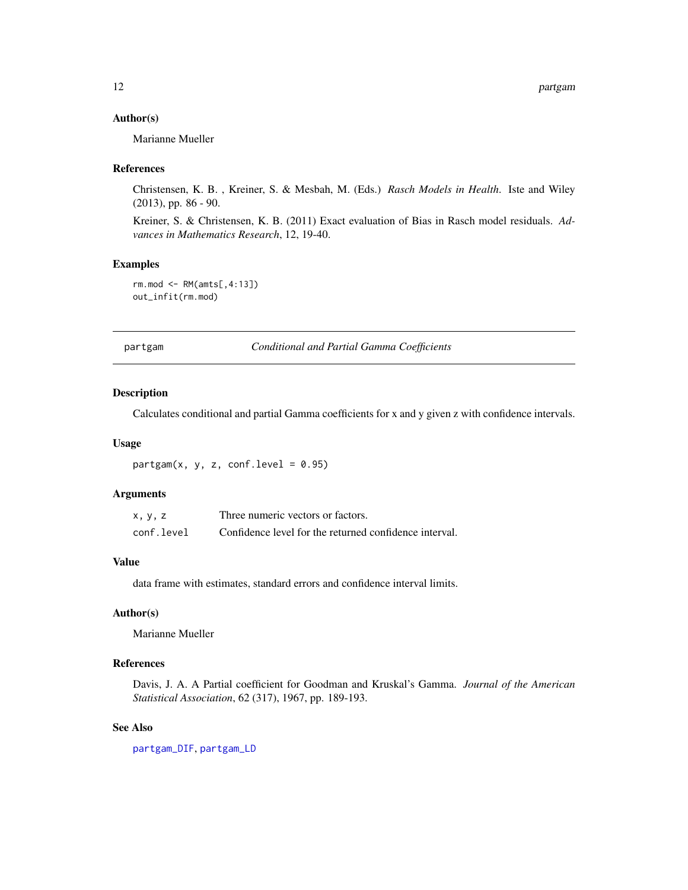### Author(s)

Marianne Mueller

### References

Christensen, K. B. , Kreiner, S. & Mesbah, M. (Eds.) *Rasch Models in Health*. Iste and Wiley (2013), pp. 86 - 90.

Kreiner, S. & Christensen, K. B. (2011) Exact evaluation of Bias in Rasch model residuals. *Advances in Mathematics Research*, 12, 19-40.

### Examples

```
rm.mod <- RM(amts[,4:13])
out_infit(rm.mod)
```

---

## partgam — *Conditional and Partial Gamma Coefficients*

### Description

Calculates conditional and partial Gamma coefficients for x and y given z with confidence intervals.

### Usage

```
partgam(x, y, z, conf.level = 0.95)
```

### Arguments

| | |
|---|---|
| x, y, z | Three numeric vectors or factors. |
| conf.level | Confidence level for the returned confidence interval. |

### Value

data frame with estimates, standard errors and confidence interval limits.

### Author(s)

Marianne Mueller

### References

Davis, J. A. A Partial coefficient for Goodman and Kruskal's Gamma. *Journal of the American Statistical Association*, 62 (317), 1967, pp. 189-193.

### See Also

partgam_DIF, partgam_LD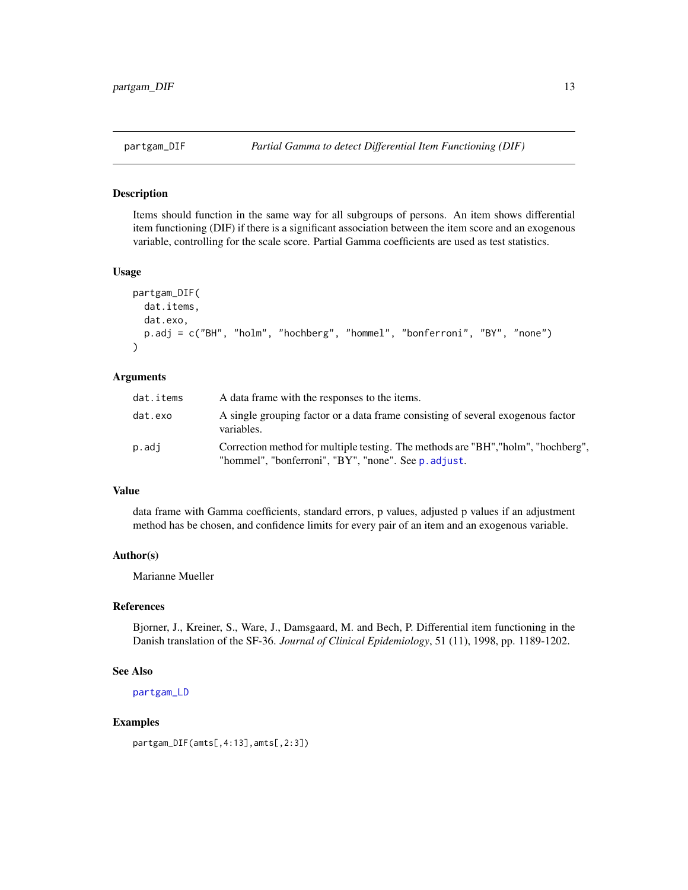## partgam_DIF — *Partial Gamma to detect Differential Item Functioning (DIF)*

### Description

Items should function in the same way for all subgroups of persons. An item shows differential item functioning (DIF) if there is a significant association between the item score and an exogenous variable, controlling for the scale score. Partial Gamma coefficients are used as test statistics.

### Usage

```
partgam_DIF(
  dat.items,
  dat.exo,
  p.adj = c("BH", "holm", "hochberg", "hommel", "bonferroni", "BY", "none")
)
```

### Arguments

| | |
|---|---|
| dat.items | A data frame with the responses to the items. |
| dat.exo | A single grouping factor or a data frame consisting of several exogenous factor variables. |
| p.adj | Correction method for multiple testing. The methods are "BH","holm", "hochberg", "hommel", "bonferroni", "BY", "none". See p.adjust. |

### Value

data frame with Gamma coefficients, standard errors, p values, adjusted p values if an adjustment method has be chosen, and confidence limits for every pair of an item and an exogenous variable.

### Author(s)

Marianne Mueller

### References

Bjorner, J., Kreiner, S., Ware, J., Damsgaard, M. and Bech, P. Differential item functioning in the Danish translation of the SF-36. *Journal of Clinical Epidemiology*, 51 (11), 1998, pp. 1189-1202.

### See Also

partgam_LD

### Examples

```
partgam_DIF(amts[,4:13],amts[,2:3])
```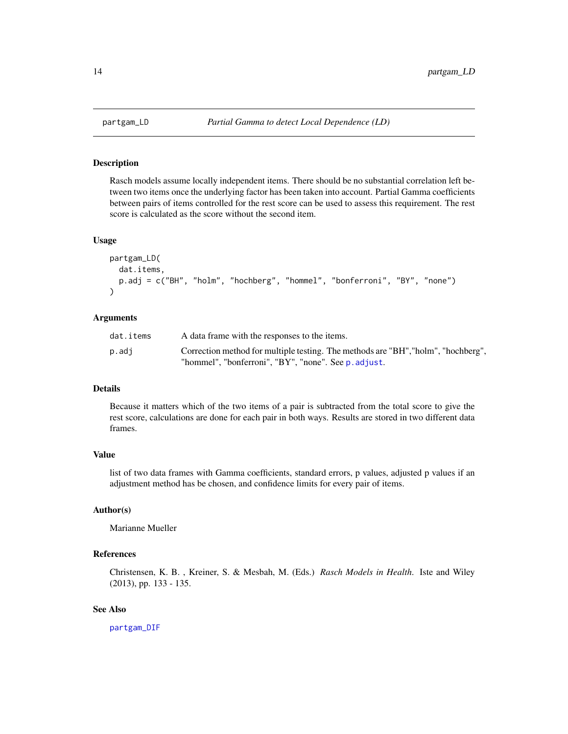# partgam_LD — *Partial Gamma to detect Local Dependence (LD)*

## Description

Rasch models assume locally independent items. There should be no substantial correlation left between two items once the underlying factor has been taken into account. Partial Gamma coefficients between pairs of items controlled for the rest score can be used to assess this requirement. The rest score is calculated as the score without the second item.

## Usage

```
partgam_LD(
  dat.items,
  p.adj = c("BH", "holm", "hochberg", "hommel", "bonferroni", "BY", "none")
)
```

## Arguments

| | |
|---|---|
| `dat.items` | A data frame with the responses to the items. |
| `p.adj` | Correction method for multiple testing. The methods are "BH","holm", "hochberg", "hommel", "bonferroni", "BY", "none". See `p.adjust`. |

## Details

Because it matters which of the two items of a pair is subtracted from the total score to give the rest score, calculations are done for each pair in both ways. Results are stored in two different data frames.

## Value

list of two data frames with Gamma coefficients, standard errors, p values, adjusted p values if an adjustment method has be chosen, and confidence limits for every pair of items.

## Author(s)

Marianne Mueller

## References

Christensen, K. B. , Kreiner, S. & Mesbah, M. (Eds.) *Rasch Models in Health*. Iste and Wiley (2013), pp. 133 - 135.

## See Also

`partgam_DIF`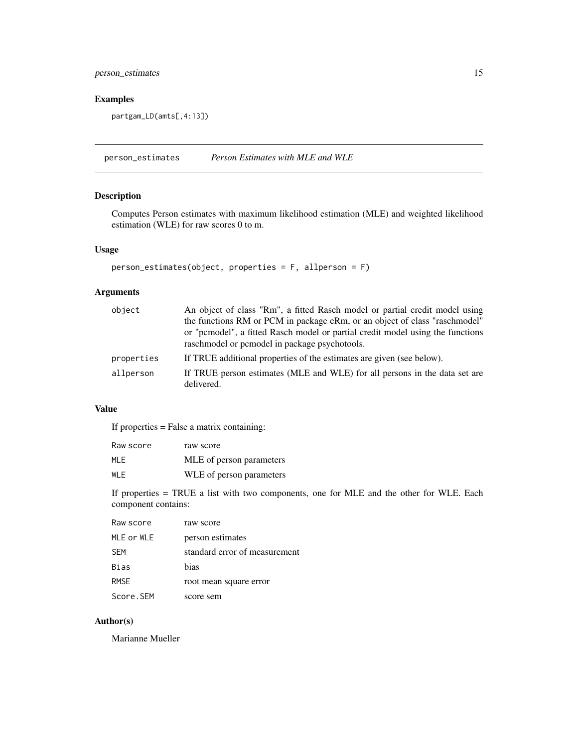## Examples

```
partgam_LD(amts[,4:13])
```

---

# person_estimates *Person Estimates with MLE and WLE*

## Description

Computes Person estimates with maximum likelihood estimation (MLE) and weighted likelihood estimation (WLE) for raw scores 0 to m.

## Usage

```
person_estimates(object, properties = F, allperson = F)
```

## Arguments

| | |
|---|---|
| object | An object of class "Rm", a fitted Rasch model or partial credit model using the functions RM or PCM in package eRm, or an object of class "raschmodel" or "pcmodel", a fitted Rasch model or partial credit model using the functions raschmodel or pcmodel in package psychotools. |
| properties | If TRUE additional properties of the estimates are given (see below). |
| allperson | If TRUE person estimates (MLE and WLE) for all persons in the data set are delivered. |

## Value

If properties = False a matrix containing:

| | |
|---|---|
| Raw score | raw score |
| MLE | MLE of person parameters |
| WLE | WLE of person parameters |

If properties = TRUE a list with two components, one for MLE and the other for WLE. Each component contains:

| | |
|---|---|
| Raw score | raw score |
| MLE or WLE | person estimates |
| SEM | standard error of measurement |
| Bias | bias |
| RMSE | root mean square error |
| Score.SEM | score sem |

## Author(s)

Marianne Mueller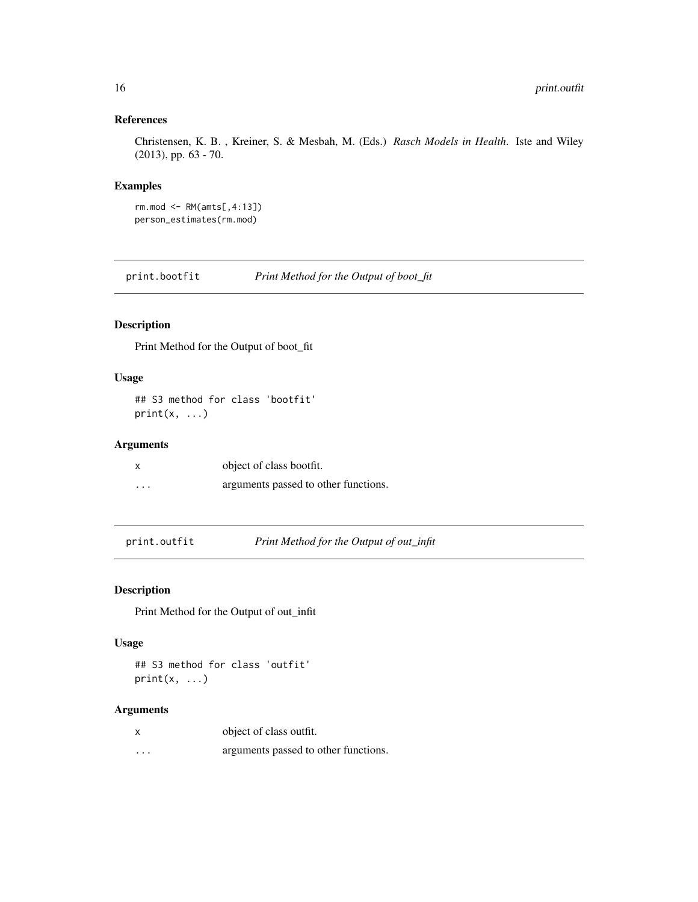### References

Christensen, K. B. , Kreiner, S. & Mesbah, M. (Eds.) *Rasch Models in Health*. Iste and Wiley (2013), pp. 63 - 70.

### Examples

```
rm.mod <- RM(amts[,4:13])
person_estimates(rm.mod)
```

## print.bootfit — *Print Method for the Output of boot_fit*

### Description

Print Method for the Output of boot_fit

### Usage

```
## S3 method for class 'bootfit'
print(x, ...)
```

### Arguments

| | |
|---|---|
| x | object of class bootfit. |
| ... | arguments passed to other functions. |

## print.outfit — *Print Method for the Output of out_infit*

### Description

Print Method for the Output of out_infit

### Usage

```
## S3 method for class 'outfit'
print(x, ...)
```

### Arguments

| | |
|---|---|
| x | object of class outfit. |
| ... | arguments passed to other functions. |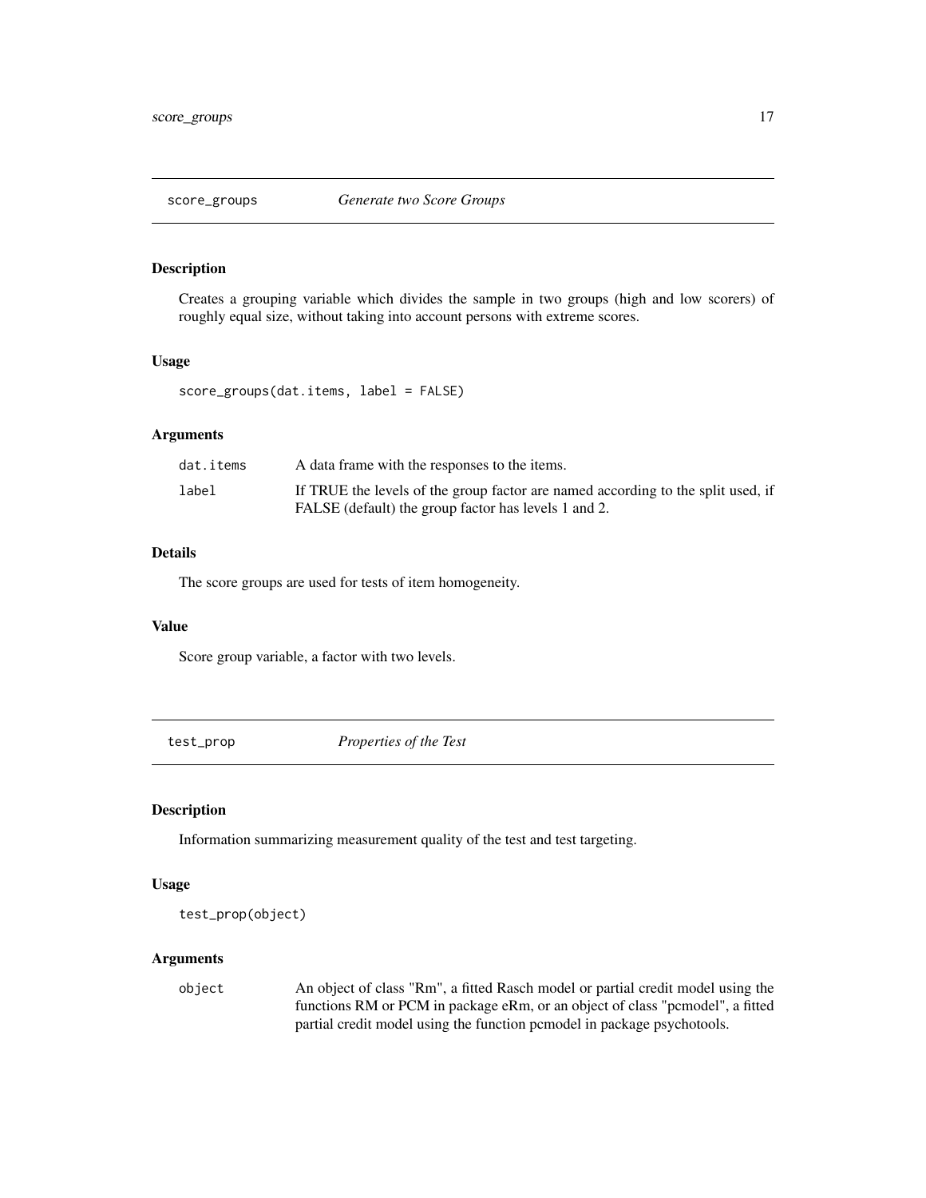## score_groups — *Generate two Score Groups*

### Description

Creates a grouping variable which divides the sample in two groups (high and low scorers) of roughly equal size, without taking into account persons with extreme scores.

### Usage

```
score_groups(dat.items, label = FALSE)
```

### Arguments

| | |
|---|---|
| `dat.items` | A data frame with the responses to the items. |
| `label` | If TRUE the levels of the group factor are named according to the split used, if FALSE (default) the group factor has levels 1 and 2. |

### Details

The score groups are used for tests of item homogeneity.

### Value

Score group variable, a factor with two levels.

## test_prop — *Properties of the Test*

### Description

Information summarizing measurement quality of the test and test targeting.

### Usage

```
test_prop(object)
```

### Arguments

| | |
|---|---|
| `object` | An object of class "Rm", a fitted Rasch model or partial credit model using the functions RM or PCM in package eRm, or an object of class "pcmodel", a fitted partial credit model using the function pcmodel in package psychotools. |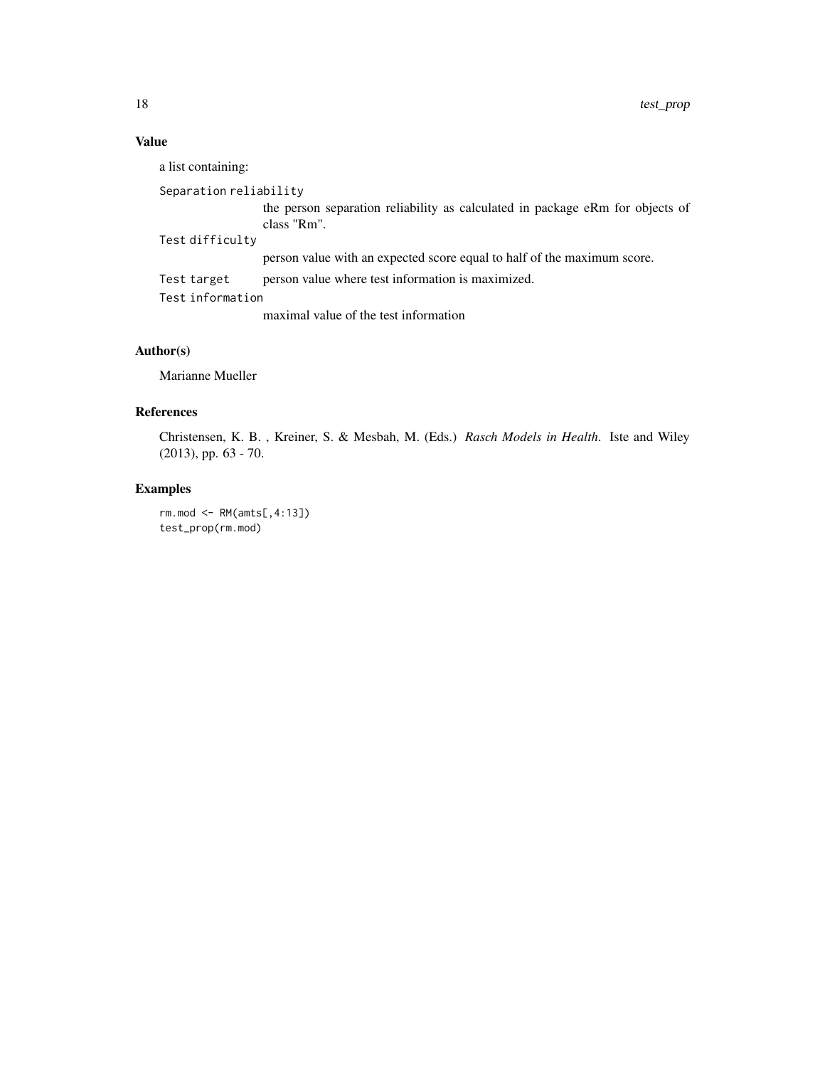## Value

a list containing:

`Separation reliability`
: the person separation reliability as calculated in package eRm for objects of class "Rm".

`Test difficulty`
: person value with an expected score equal to half of the maximum score.

`Test target`
: person value where test information is maximized.

`Test information`
: maximal value of the test information

## Author(s)

Marianne Mueller

## References

Christensen, K. B. , Kreiner, S. & Mesbah, M. (Eds.) *Rasch Models in Health*. Iste and Wiley (2013), pp. 63 - 70.

## Examples

```
rm.mod <- RM(amts[,4:13])
test_prop(rm.mod)
```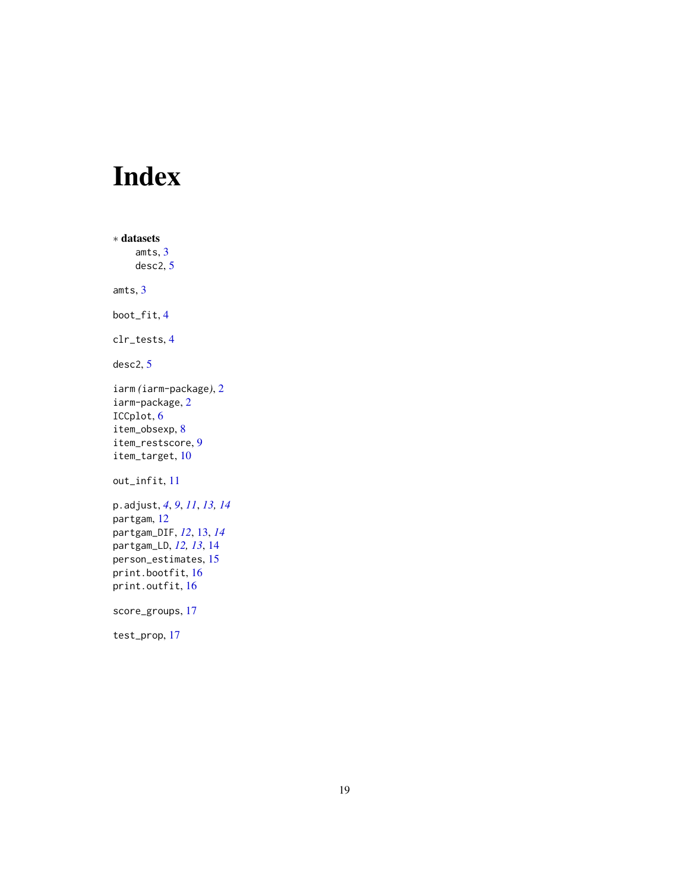# Index

∗ **datasets**
  amts, 3
  desc2, 5

amts, 3

boot_fit, 4

clr_tests, 4

desc2, 5

iarm (iarm-package), 2
iarm-package, 2
ICCplot, 6
item_obsexp, 8
item_restscore, 9
item_target, 10

out_infit, 11

p.adjust, *4*, *9*, *11*, *13, 14*
partgam, 12
partgam_DIF, *12*, 13, *14*
partgam_LD, *12, 13*, 14
person_estimates, 15
print.bootfit, 16
print.outfit, 16

score_groups, 17

test_prop, 17